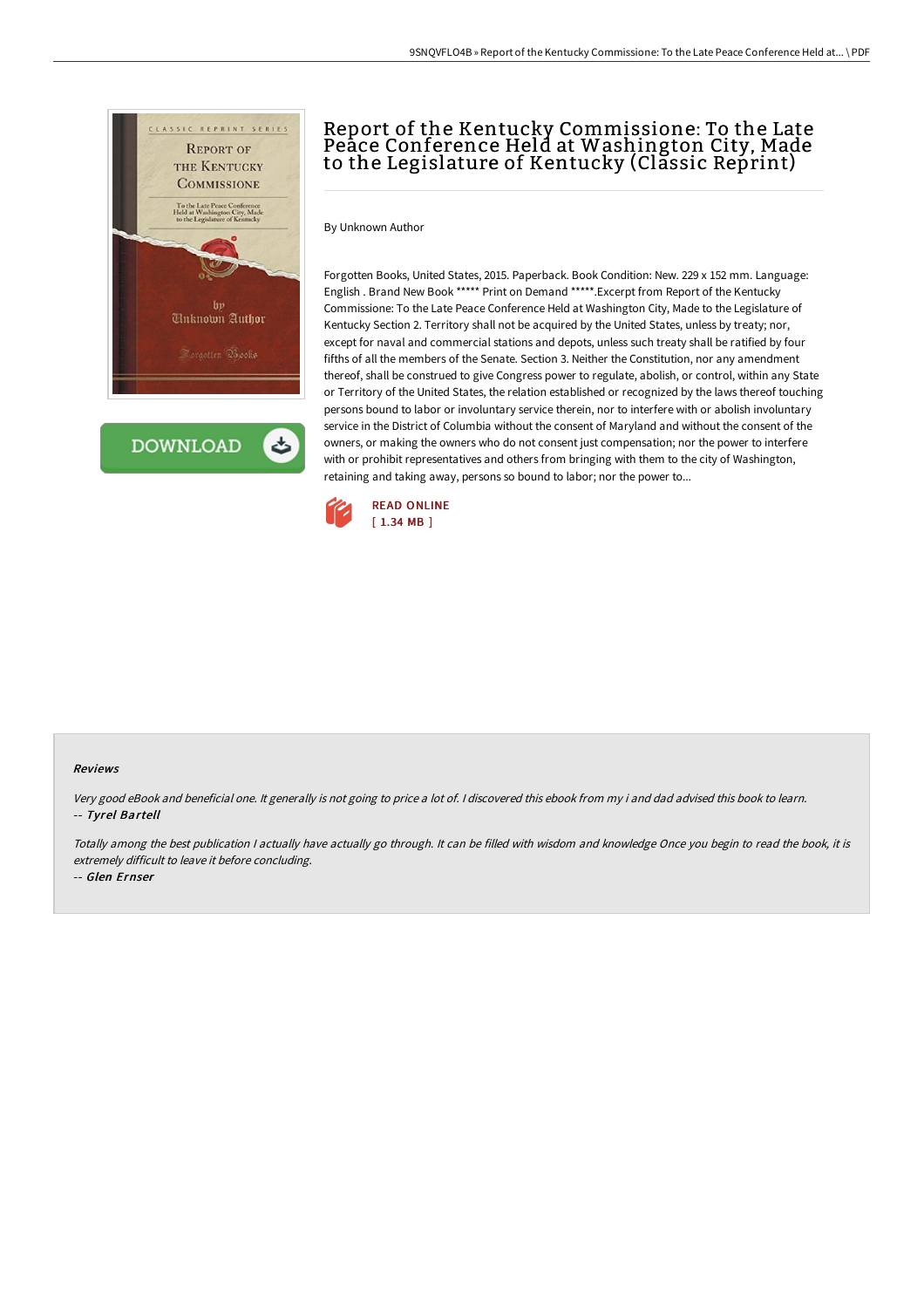# Report of the Kentucky Commissione: To the Late Peace Conference Held at Washington City, Made to the Legislature of Kentucky (Classic Reprint)

By Unknown Author

Forgotten Books, United States, 2015. Paperback. Book Condition: New. 229 x 152 mm. Language: English . Brand New Book ***** Print on Demand *****.Excerpt from Report of the Kentucky Commissione: To the Late Peace Conference Held at Washington City, Made to the Legislature of Kentucky Section 2. Territory shall not be acquired by the United States, unless by treaty; nor, except for naval and commercial stations and depots, unless such treaty shall be ratified by four fifths of all the members of the Senate. Section 3. Neither the Constitution, nor any amendment thereof, shall be construed to give Congress power to regulate, abolish, or control, within any State or Territory of the United States, the relation established or recognized by the laws thereof touching persons bound to labor or involuntary service therein, nor to interfere with or abolish involuntary service in the District of Columbia without the consent of Maryland and without the consent of the owners, or making the owners who do not consent just compensation; nor the power to interfere with or prohibit representatives and others from bringing with them to the city of Washington, retaining and taking away, persons so bound to labor; nor the power to...

READ ONLINE
[ 1.34 MB ]

#### Reviews

*Very good eBook and beneficial one. It generally is not going to price a lot of. I discovered this ebook from my i and dad advised this book to learn.*
-- ***Tyrel Bartell***

*Totally among the best publication I actually have actually go through. It can be filled with wisdom and knowledge Once you begin to read the book, it is extremely difficult to leave it before concluding.*
-- ***Glen Ernser***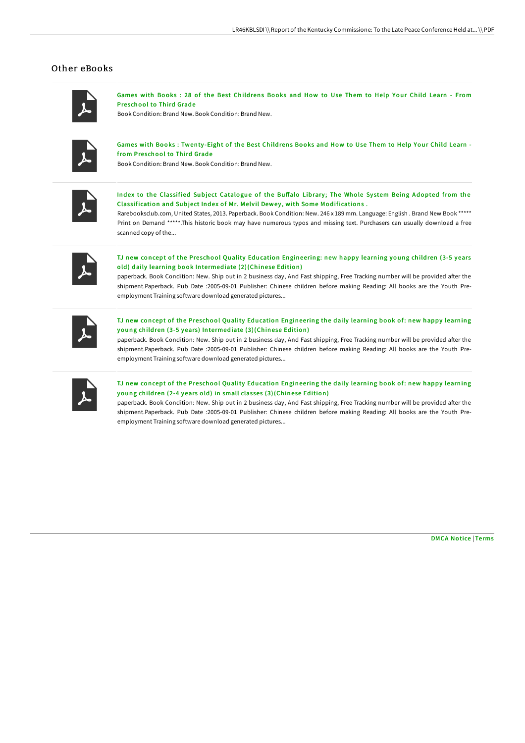## Other eBooks

**Games with Books : 28 of the Best Childrens Books and How to Use Them to Help Your Child Learn - From Preschool to Third Grade**

Book Condition: Brand New. Book Condition: Brand New.

**Games with Books : Twenty-Eight of the Best Childrens Books and How to Use Them to Help Your Child Learn - from Preschool to Third Grade**

Book Condition: Brand New. Book Condition: Brand New.

**Index to the Classified Subject Catalogue of the Buffalo Library; The Whole System Being Adopted from the Classification and Subject Index of Mr. Melvil Dewey, with Some Modifications .**

Rarebooksclub.com, United States, 2013. Paperback. Book Condition: New. 246 x 189 mm. Language: English . Brand New Book ***** Print on Demand *****.This historic book may have numerous typos and missing text. Purchasers can usually download a free scanned copy of the...

**TJ new concept of the Preschool Quality Education Engineering: new happy learning young children (3-5 years old) daily learning book Intermediate (2)(Chinese Edition)**

paperback. Book Condition: New. Ship out in 2 business day, And Fast shipping, Free Tracking number will be provided after the shipment.Paperback. Pub Date :2005-09-01 Publisher: Chinese children before making Reading: All books are the Youth Pre-employment Training software download generated pictures...

**TJ new concept of the Preschool Quality Education Engineering the daily learning book of: new happy learning young children (3-5 years) Intermediate (3)(Chinese Edition)**

paperback. Book Condition: New. Ship out in 2 business day, And Fast shipping, Free Tracking number will be provided after the shipment.Paperback. Pub Date :2005-09-01 Publisher: Chinese children before making Reading: All books are the Youth Pre-employment Training software download generated pictures...

**TJ new concept of the Preschool Quality Education Engineering the daily learning book of: new happy learning young children (2-4 years old) in small classes (3)(Chinese Edition)**

paperback. Book Condition: New. Ship out in 2 business day, And Fast shipping, Free Tracking number will be provided after the shipment.Paperback. Pub Date :2005-09-01 Publisher: Chinese children before making Reading: All books are the Youth Pre-employment Training software download generated pictures...

DMCA Notice | Terms